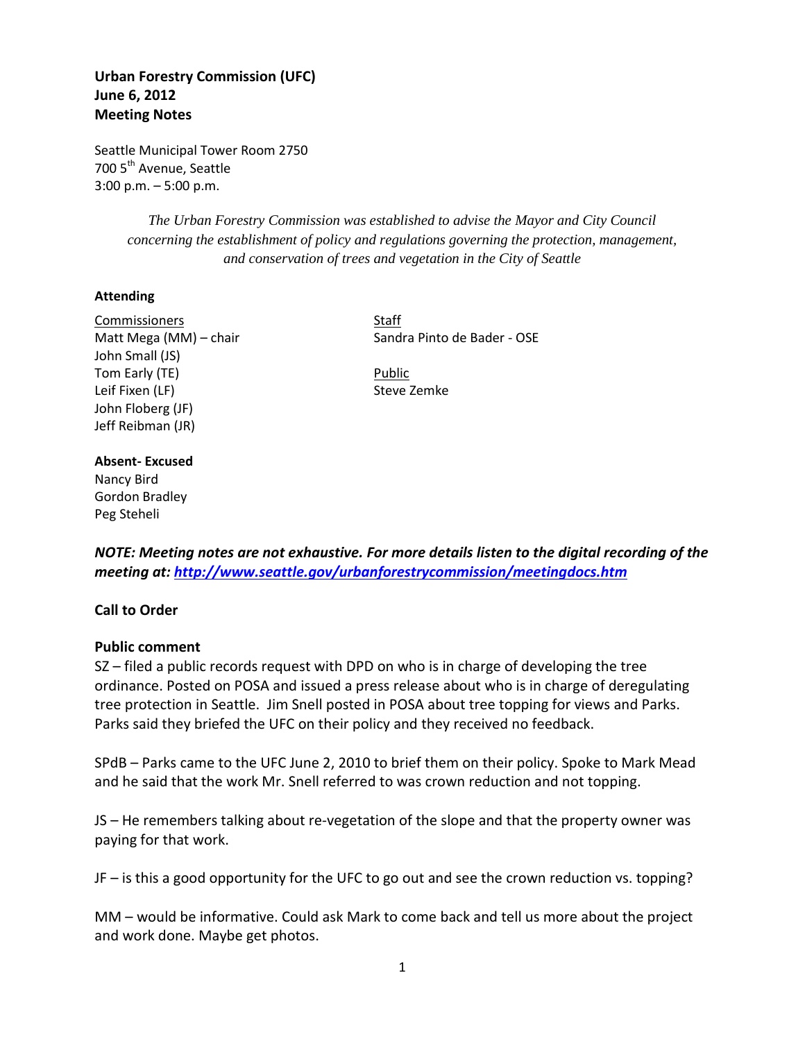**Urban Forestry Commission (UFC)**
**June 6, 2012**
**Meeting Notes**

Seattle Municipal Tower Room 2750
700 5th Avenue, Seattle
3:00 p.m. – 5:00 p.m.

*The Urban Forestry Commission was established to advise the Mayor and City Council concerning the establishment of policy and regulations governing the protection, management, and conservation of trees and vegetation in the City of Seattle*

**Attending**

Commissioners
Matt Mega (MM) – chair
John Small (JS)
Tom Early (TE)
Leif Fixen (LF)
John Floberg (JF)
Jeff Reibman (JR)

Staff
Sandra Pinto de Bader - OSE

Public
Steve Zemke

**Absent- Excused**
Nancy Bird
Gordon Bradley
Peg Steheli

***NOTE: Meeting notes are not exhaustive. For more details listen to the digital recording of the meeting at: [http://www.seattle.gov/urbanforestrycommission/meetingdocs.htm](http://www.seattle.gov/urbanforestrycommission/meetingdocs.htm)***

**Call to Order**

**Public comment**

SZ – filed a public records request with DPD on who is in charge of developing the tree ordinance. Posted on POSA and issued a press release about who is in charge of deregulating tree protection in Seattle. Jim Snell posted in POSA about tree topping for views and Parks. Parks said they briefed the UFC on their policy and they received no feedback.

SPdB – Parks came to the UFC June 2, 2010 to brief them on their policy. Spoke to Mark Mead and he said that the work Mr. Snell referred to was crown reduction and not topping.

JS – He remembers talking about re-vegetation of the slope and that the property owner was paying for that work.

JF – is this a good opportunity for the UFC to go out and see the crown reduction vs. topping?

MM – would be informative. Could ask Mark to come back and tell us more about the project and work done. Maybe get photos.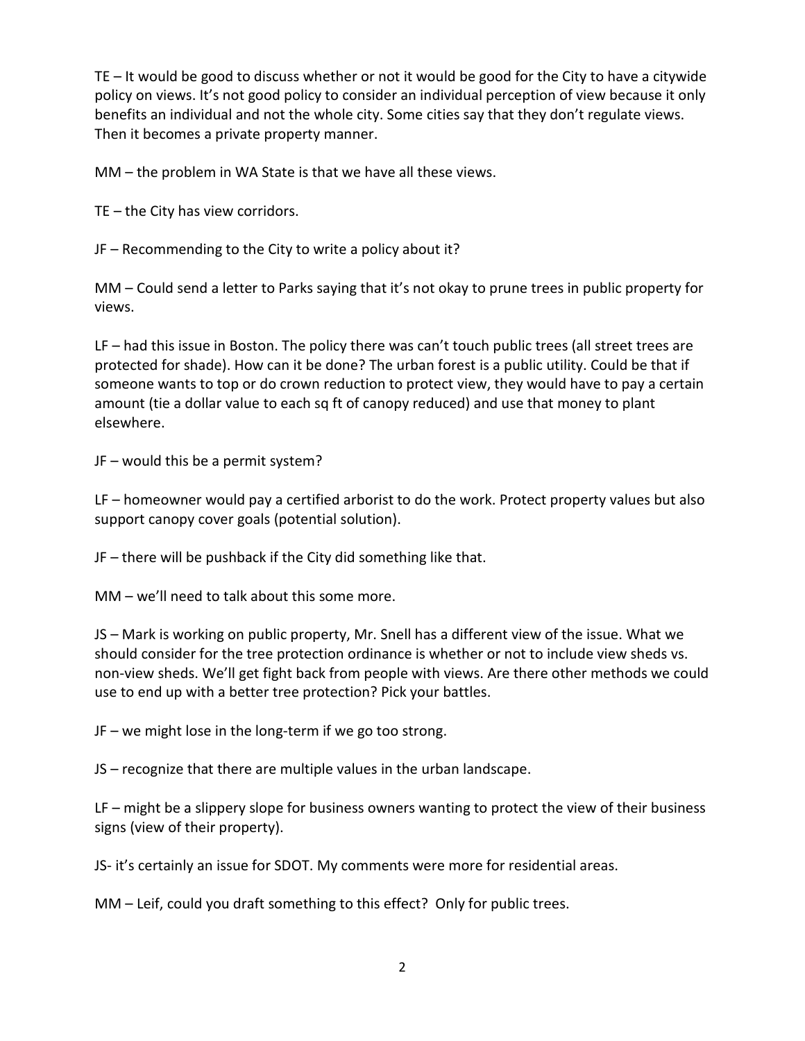TE – It would be good to discuss whether or not it would be good for the City to have a citywide policy on views. It's not good policy to consider an individual perception of view because it only benefits an individual and not the whole city. Some cities say that they don't regulate views. Then it becomes a private property manner.

MM – the problem in WA State is that we have all these views.

TE – the City has view corridors.

JF – Recommending to the City to write a policy about it?

MM – Could send a letter to Parks saying that it's not okay to prune trees in public property for views.

LF – had this issue in Boston. The policy there was can't touch public trees (all street trees are protected for shade). How can it be done? The urban forest is a public utility. Could be that if someone wants to top or do crown reduction to protect view, they would have to pay a certain amount (tie a dollar value to each sq ft of canopy reduced) and use that money to plant elsewhere.

JF – would this be a permit system?

LF – homeowner would pay a certified arborist to do the work. Protect property values but also support canopy cover goals (potential solution).

JF – there will be pushback if the City did something like that.

MM – we'll need to talk about this some more.

JS – Mark is working on public property, Mr. Snell has a different view of the issue. What we should consider for the tree protection ordinance is whether or not to include view sheds vs. non-view sheds. We'll get fight back from people with views. Are there other methods we could use to end up with a better tree protection? Pick your battles.

JF – we might lose in the long-term if we go too strong.

JS – recognize that there are multiple values in the urban landscape.

LF – might be a slippery slope for business owners wanting to protect the view of their business signs (view of their property).

JS- it's certainly an issue for SDOT. My comments were more for residential areas.

MM – Leif, could you draft something to this effect? Only for public trees.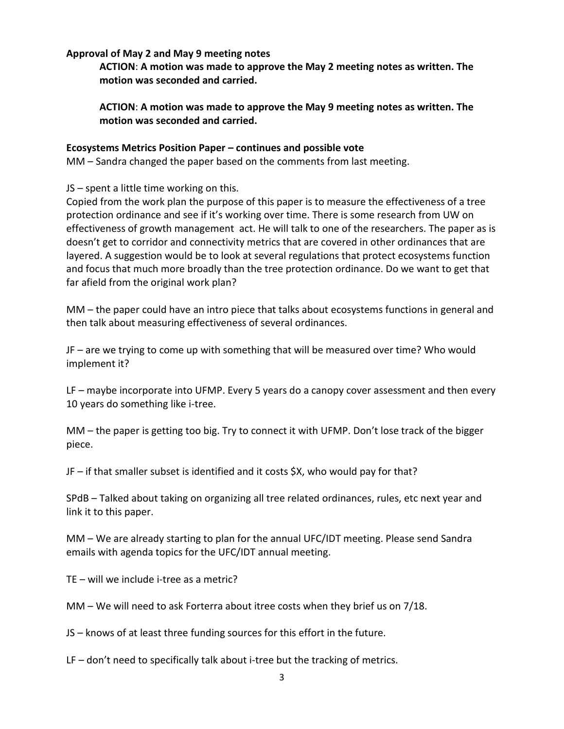**Approval of May 2 and May 9 meeting notes**

> **ACTION**: **A motion was made to approve the May 2 meeting notes as written. The motion was seconded and carried.**
>
> **ACTION**: **A motion was made to approve the May 9 meeting notes as written. The motion was seconded and carried.**

**Ecosystems Metrics Position Paper – continues and possible vote**

MM – Sandra changed the paper based on the comments from last meeting.

JS – spent a little time working on this.
Copied from the work plan the purpose of this paper is to measure the effectiveness of a tree protection ordinance and see if it's working over time. There is some research from UW on effectiveness of growth management act. He will talk to one of the researchers. The paper as is doesn't get to corridor and connectivity metrics that are covered in other ordinances that are layered. A suggestion would be to look at several regulations that protect ecosystems function and focus that much more broadly than the tree protection ordinance. Do we want to get that far afield from the original work plan?

MM – the paper could have an intro piece that talks about ecosystems functions in general and then talk about measuring effectiveness of several ordinances.

JF – are we trying to come up with something that will be measured over time? Who would implement it?

LF – maybe incorporate into UFMP. Every 5 years do a canopy cover assessment and then every 10 years do something like i-tree.

MM – the paper is getting too big. Try to connect it with UFMP. Don't lose track of the bigger piece.

JF – if that smaller subset is identified and it costs $X, who would pay for that?

SPdB – Talked about taking on organizing all tree related ordinances, rules, etc next year and link it to this paper.

MM – We are already starting to plan for the annual UFC/IDT meeting. Please send Sandra emails with agenda topics for the UFC/IDT annual meeting.

TE – will we include i-tree as a metric?

MM – We will need to ask Forterra about itree costs when they brief us on 7/18.

JS – knows of at least three funding sources for this effort in the future.

LF – don't need to specifically talk about i-tree but the tracking of metrics.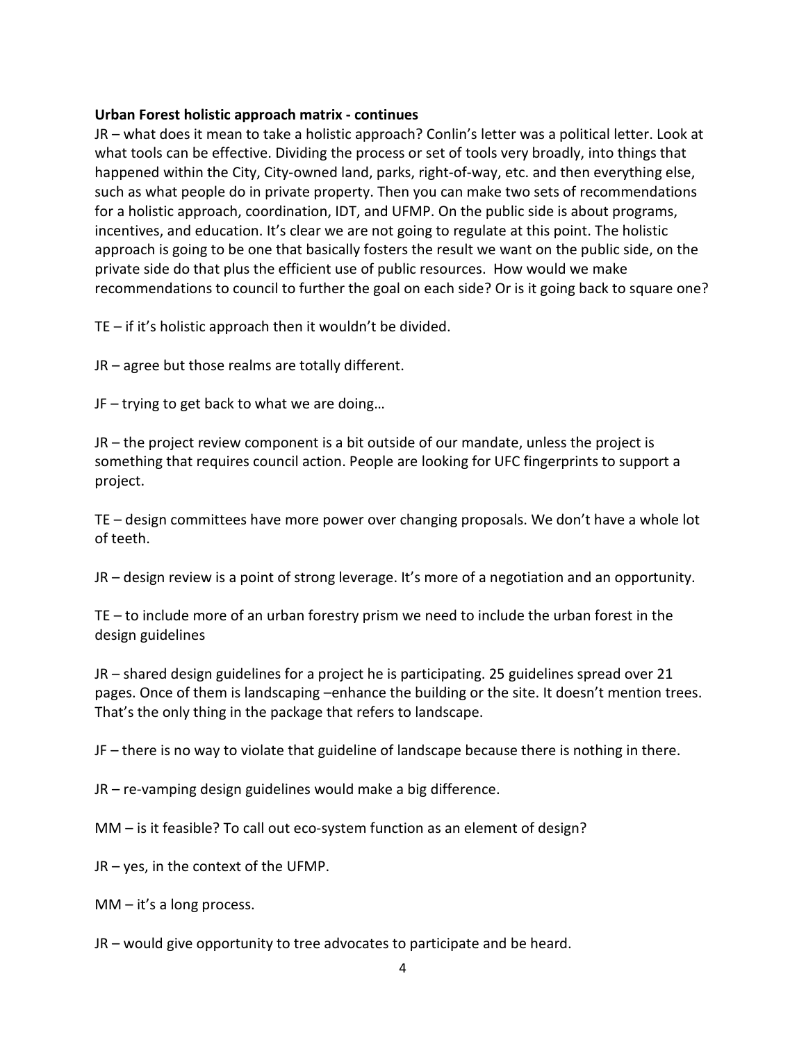**Urban Forest holistic approach matrix - continues**

JR – what does it mean to take a holistic approach? Conlin's letter was a political letter. Look at what tools can be effective. Dividing the process or set of tools very broadly, into things that happened within the City, City-owned land, parks, right-of-way, etc. and then everything else, such as what people do in private property. Then you can make two sets of recommendations for a holistic approach, coordination, IDT, and UFMP. On the public side is about programs, incentives, and education. It's clear we are not going to regulate at this point. The holistic approach is going to be one that basically fosters the result we want on the public side, on the private side do that plus the efficient use of public resources. How would we make recommendations to council to further the goal on each side? Or is it going back to square one?

TE – if it's holistic approach then it wouldn't be divided.

JR – agree but those realms are totally different.

JF – trying to get back to what we are doing…

JR – the project review component is a bit outside of our mandate, unless the project is something that requires council action. People are looking for UFC fingerprints to support a project.

TE – design committees have more power over changing proposals. We don't have a whole lot of teeth.

JR – design review is a point of strong leverage. It's more of a negotiation and an opportunity.

TE – to include more of an urban forestry prism we need to include the urban forest in the design guidelines

JR – shared design guidelines for a project he is participating. 25 guidelines spread over 21 pages. Once of them is landscaping –enhance the building or the site. It doesn't mention trees. That's the only thing in the package that refers to landscape.

JF – there is no way to violate that guideline of landscape because there is nothing in there.

JR – re-vamping design guidelines would make a big difference.

MM – is it feasible? To call out eco-system function as an element of design?

JR – yes, in the context of the UFMP.

MM – it's a long process.

JR – would give opportunity to tree advocates to participate and be heard.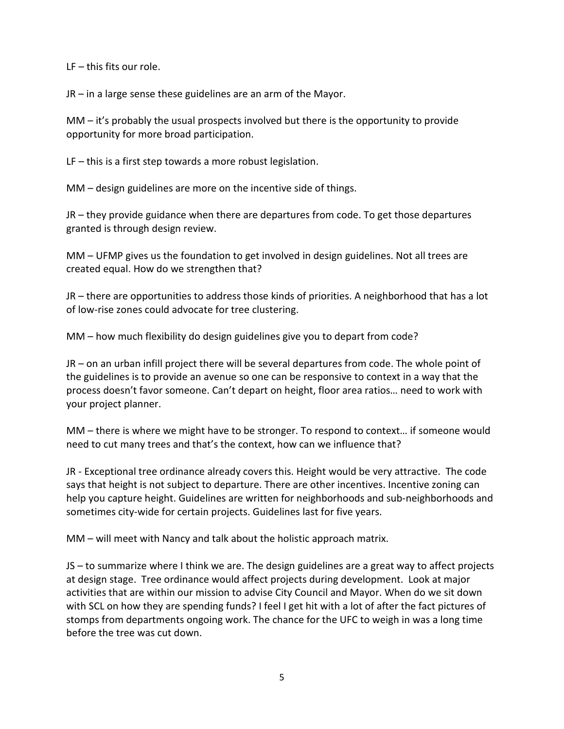LF – this fits our role.

JR – in a large sense these guidelines are an arm of the Mayor.

MM – it's probably the usual prospects involved but there is the opportunity to provide opportunity for more broad participation.

LF – this is a first step towards a more robust legislation.

MM – design guidelines are more on the incentive side of things.

JR – they provide guidance when there are departures from code. To get those departures granted is through design review.

MM – UFMP gives us the foundation to get involved in design guidelines. Not all trees are created equal. How do we strengthen that?

JR – there are opportunities to address those kinds of priorities. A neighborhood that has a lot of low-rise zones could advocate for tree clustering.

MM – how much flexibility do design guidelines give you to depart from code?

JR – on an urban infill project there will be several departures from code. The whole point of the guidelines is to provide an avenue so one can be responsive to context in a way that the process doesn't favor someone. Can't depart on height, floor area ratios… need to work with your project planner.

MM – there is where we might have to be stronger. To respond to context… if someone would need to cut many trees and that's the context, how can we influence that?

JR - Exceptional tree ordinance already covers this. Height would be very attractive. The code says that height is not subject to departure. There are other incentives. Incentive zoning can help you capture height. Guidelines are written for neighborhoods and sub-neighborhoods and sometimes city-wide for certain projects. Guidelines last for five years.

MM – will meet with Nancy and talk about the holistic approach matrix.

JS – to summarize where I think we are. The design guidelines are a great way to affect projects at design stage. Tree ordinance would affect projects during development. Look at major activities that are within our mission to advise City Council and Mayor. When do we sit down with SCL on how they are spending funds? I feel I get hit with a lot of after the fact pictures of stomps from departments ongoing work. The chance for the UFC to weigh in was a long time before the tree was cut down.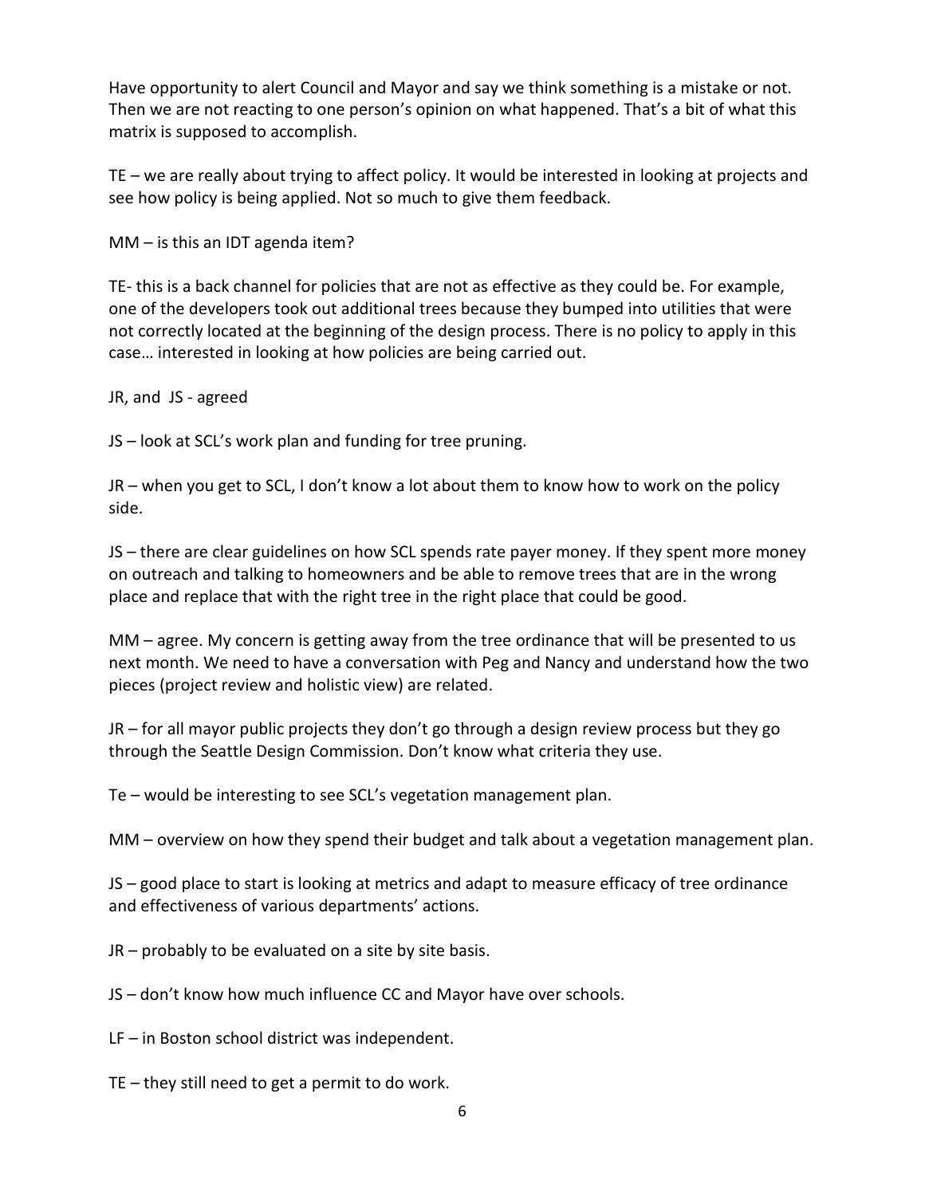Have opportunity to alert Council and Mayor and say we think something is a mistake or not. Then we are not reacting to one person's opinion on what happened. That's a bit of what this matrix is supposed to accomplish.

TE – we are really about trying to affect policy. It would be interested in looking at projects and see how policy is being applied. Not so much to give them feedback.

MM – is this an IDT agenda item?

TE- this is a back channel for policies that are not as effective as they could be. For example, one of the developers took out additional trees because they bumped into utilities that were not correctly located at the beginning of the design process. There is no policy to apply in this case… interested in looking at how policies are being carried out.

JR, and JS - agreed

JS – look at SCL's work plan and funding for tree pruning.

JR – when you get to SCL, I don't know a lot about them to know how to work on the policy side.

JS – there are clear guidelines on how SCL spends rate payer money. If they spent more money on outreach and talking to homeowners and be able to remove trees that are in the wrong place and replace that with the right tree in the right place that could be good.

MM – agree. My concern is getting away from the tree ordinance that will be presented to us next month. We need to have a conversation with Peg and Nancy and understand how the two pieces (project review and holistic view) are related.

JR – for all mayor public projects they don't go through a design review process but they go through the Seattle Design Commission. Don't know what criteria they use.

Te – would be interesting to see SCL's vegetation management plan.

MM – overview on how they spend their budget and talk about a vegetation management plan.

JS – good place to start is looking at metrics and adapt to measure efficacy of tree ordinance and effectiveness of various departments' actions.

JR – probably to be evaluated on a site by site basis.

JS – don't know how much influence CC and Mayor have over schools.

LF – in Boston school district was independent.

TE – they still need to get a permit to do work.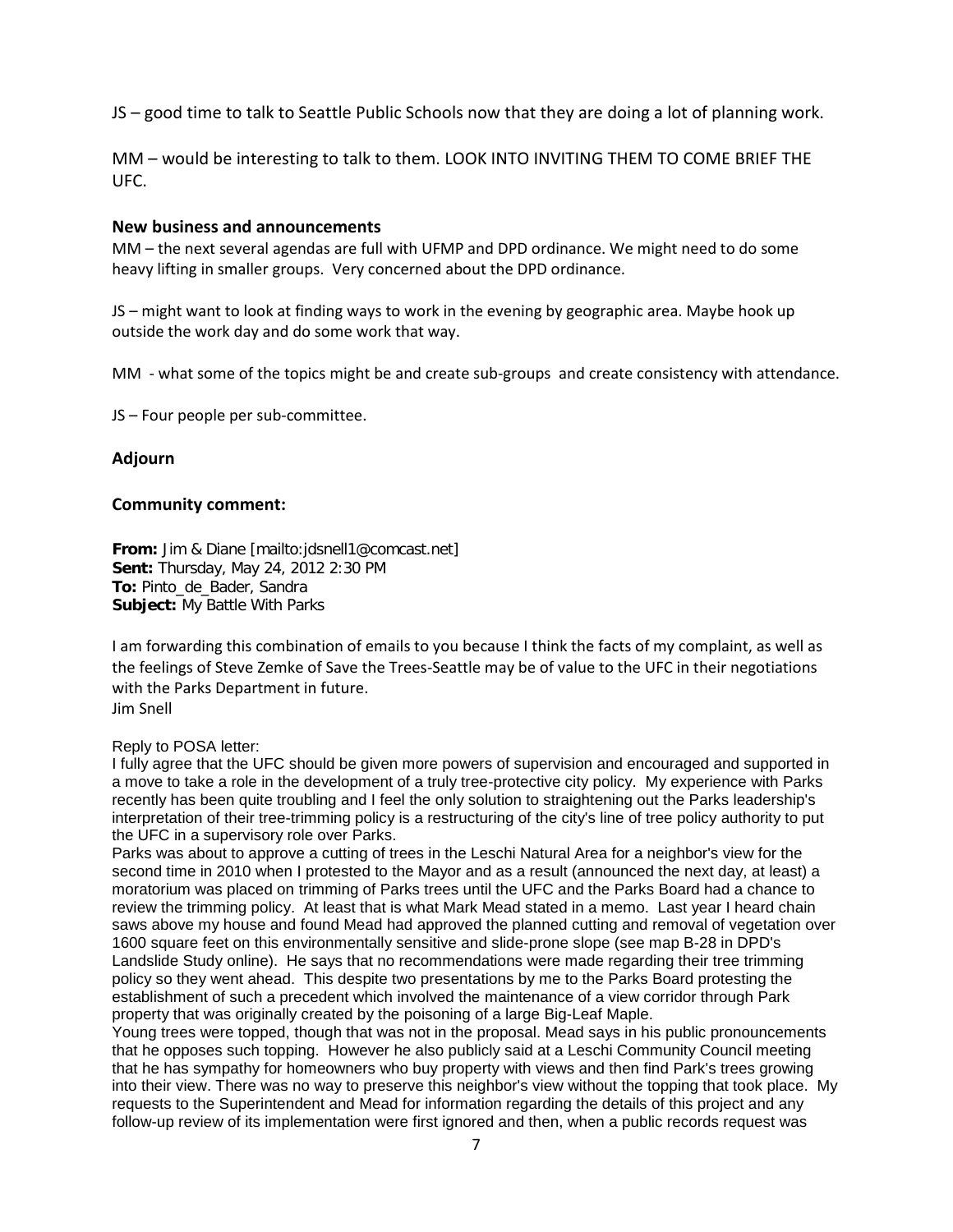JS – good time to talk to Seattle Public Schools now that they are doing a lot of planning work.

MM – would be interesting to talk to them. LOOK INTO INVITING THEM TO COME BRIEF THE UFC.

### New business and announcements

MM – the next several agendas are full with UFMP and DPD ordinance. We might need to do some heavy lifting in smaller groups. Very concerned about the DPD ordinance.

JS – might want to look at finding ways to work in the evening by geographic area. Maybe hook up outside the work day and do some work that way.

MM - what some of the topics might be and create sub-groups and create consistency with attendance.

JS – Four people per sub-committee.

### Adjourn

### Community comment:

**From:** Jim & Diane [mailto:jdsnell1@comcast.net]
**Sent:** Thursday, May 24, 2012 2:30 PM
**To:** Pinto_de_Bader, Sandra
**Subject:** My Battle With Parks

I am forwarding this combination of emails to you because I think the facts of my complaint, as well as the feelings of Steve Zemke of Save the Trees-Seattle may be of value to the UFC in their negotiations with the Parks Department in future.
Jim Snell

Reply to POSA letter:
I fully agree that the UFC should be given more powers of supervision and encouraged and supported in a move to take a role in the development of a truly tree-protective city policy. My experience with Parks recently has been quite troubling and I feel the only solution to straightening out the Parks leadership's interpretation of their tree-trimming policy is a restructuring of the city's line of tree policy authority to put the UFC in a supervisory role over Parks.
Parks was about to approve a cutting of trees in the Leschi Natural Area for a neighbor's view for the second time in 2010 when I protested to the Mayor and as a result (announced the next day, at least) a moratorium was placed on trimming of Parks trees until the UFC and the Parks Board had a chance to review the trimming policy. At least that is what Mark Mead stated in a memo. Last year I heard chain saws above my house and found Mead had approved the planned cutting and removal of vegetation over 1600 square feet on this environmentally sensitive and slide-prone slope (see map B-28 in DPD's Landslide Study online). He says that no recommendations were made regarding their tree trimming policy so they went ahead. This despite two presentations by me to the Parks Board protesting the establishment of such a precedent which involved the maintenance of a view corridor through Park property that was originally created by the poisoning of a large Big-Leaf Maple.
Young trees were topped, though that was not in the proposal. Mead says in his public pronouncements that he opposes such topping. However he also publicly said at a Leschi Community Council meeting that he has sympathy for homeowners who buy property with views and then find Park's trees growing into their view. There was no way to preserve this neighbor's view without the topping that took place. My requests to the Superintendent and Mead for information regarding the details of this project and any follow-up review of its implementation were first ignored and then, when a public records request was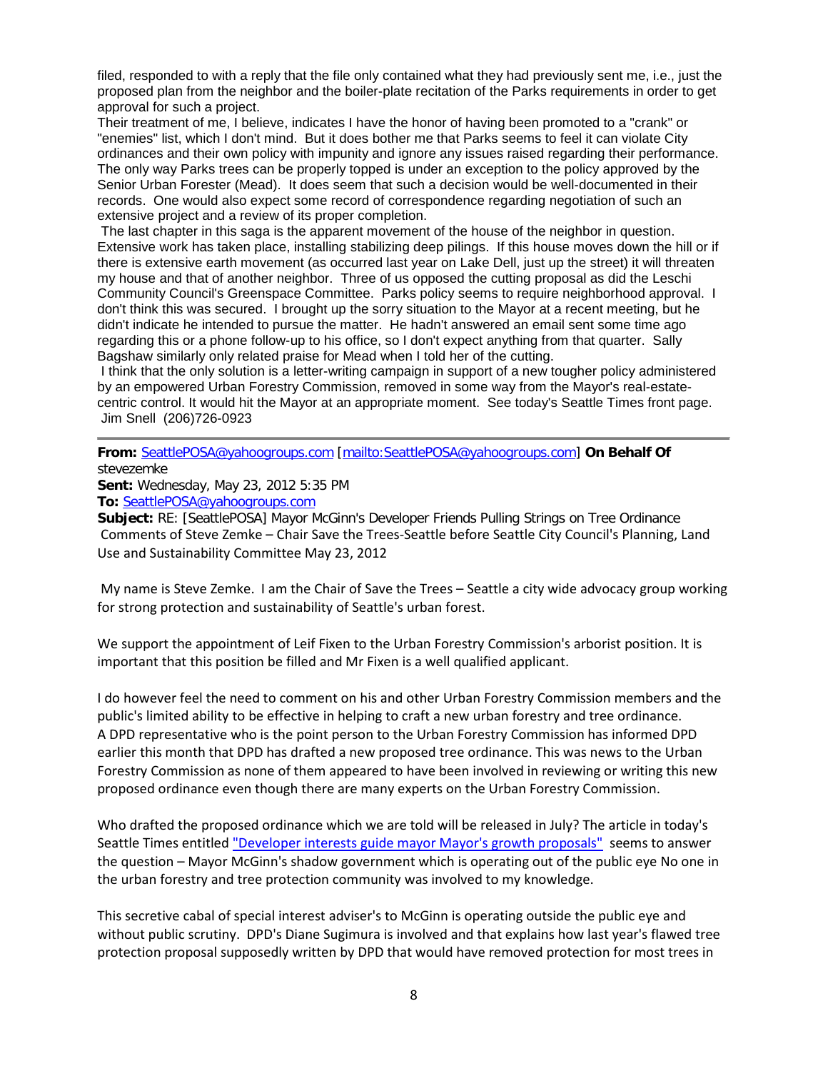filed, responded to with a reply that the file only contained what they had previously sent me, i.e., just the proposed plan from the neighbor and the boiler-plate recitation of the Parks requirements in order to get approval for such a project.

Their treatment of me, I believe, indicates I have the honor of having been promoted to a "crank" or "enemies" list, which I don't mind. But it does bother me that Parks seems to feel it can violate City ordinances and their own policy with impunity and ignore any issues raised regarding their performance. The only way Parks trees can be properly topped is under an exception to the policy approved by the Senior Urban Forester (Mead). It does seem that such a decision would be well-documented in their records. One would also expect some record of correspondence regarding negotiation of such an extensive project and a review of its proper completion.

The last chapter in this saga is the apparent movement of the house of the neighbor in question. Extensive work has taken place, installing stabilizing deep pilings. If this house moves down the hill or if there is extensive earth movement (as occurred last year on Lake Dell, just up the street) it will threaten my house and that of another neighbor. Three of us opposed the cutting proposal as did the Leschi Community Council's Greenspace Committee. Parks policy seems to require neighborhood approval. I don't think this was secured. I brought up the sorry situation to the Mayor at a recent meeting, but he didn't indicate he intended to pursue the matter. He hadn't answered an email sent some time ago regarding this or a phone follow-up to his office, so I don't expect anything from that quarter. Sally Bagshaw similarly only related praise for Mead when I told her of the cutting.

I think that the only solution is a letter-writing campaign in support of a new tougher policy administered by an empowered Urban Forestry Commission, removed in some way from the Mayor's real-estate-centric control. It would hit the Mayor at an appropriate moment. See today's Seattle Times front page.
Jim Snell (206)726-0923

---

**From:** SeattlePOSA@yahoogroups.com [mailto:SeattlePOSA@yahoogroups.com] **On Behalf Of** stevezemke
**Sent:** Wednesday, May 23, 2012 5:35 PM
**To:** SeattlePOSA@yahoogroups.com
**Subject:** RE: [SeattlePOSA] Mayor McGinn's Developer Friends Pulling Strings on Tree Ordinance

Comments of Steve Zemke – Chair Save the Trees-Seattle before Seattle City Council's Planning, Land Use and Sustainability Committee May 23, 2012

My name is Steve Zemke. I am the Chair of Save the Trees – Seattle a city wide advocacy group working for strong protection and sustainability of Seattle's urban forest.

We support the appointment of Leif Fixen to the Urban Forestry Commission's arborist position. It is important that this position be filled and Mr Fixen is a well qualified applicant.

I do however feel the need to comment on his and other Urban Forestry Commission members and the public's limited ability to be effective in helping to craft a new urban forestry and tree ordinance. A DPD representative who is the point person to the Urban Forestry Commission has informed DPD earlier this month that DPD has drafted a new proposed tree ordinance. This was news to the Urban Forestry Commission as none of them appeared to have been involved in reviewing or writing this new proposed ordinance even though there are many experts on the Urban Forestry Commission.

Who drafted the proposed ordinance which we are told will be released in July? The article in today's Seattle Times entitled "Developer interests guide mayor Mayor's growth proposals" seems to answer the question – Mayor McGinn's shadow government which is operating out of the public eye No one in the urban forestry and tree protection community was involved to my knowledge.

This secretive cabal of special interest adviser's to McGinn is operating outside the public eye and without public scrutiny. DPD's Diane Sugimura is involved and that explains how last year's flawed tree protection proposal supposedly written by DPD that would have removed protection for most trees in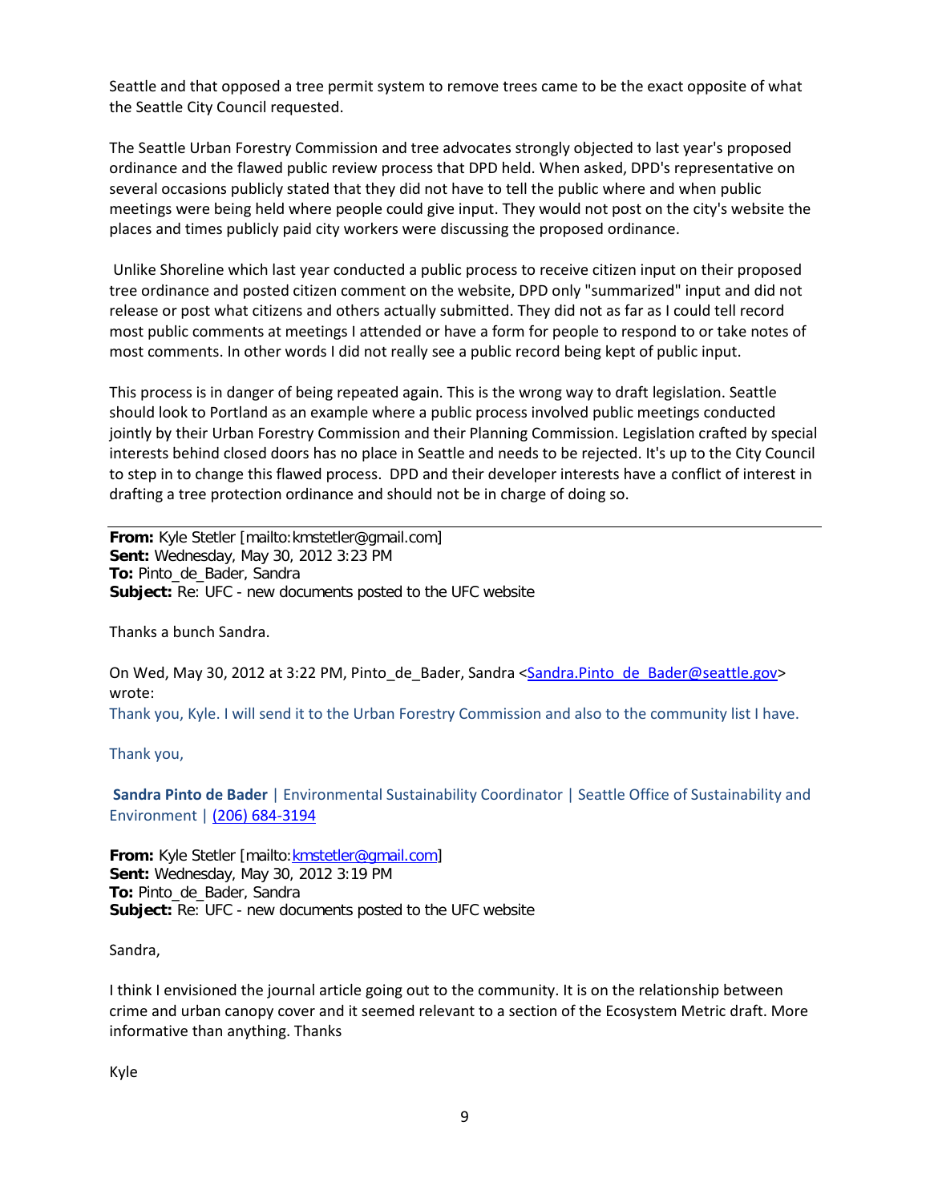Seattle and that opposed a tree permit system to remove trees came to be the exact opposite of what the Seattle City Council requested.

The Seattle Urban Forestry Commission and tree advocates strongly objected to last year's proposed ordinance and the flawed public review process that DPD held. When asked, DPD's representative on several occasions publicly stated that they did not have to tell the public where and when public meetings were being held where people could give input. They would not post on the city's website the places and times publicly paid city workers were discussing the proposed ordinance.

Unlike Shoreline which last year conducted a public process to receive citizen input on their proposed tree ordinance and posted citizen comment on the website, DPD only "summarized" input and did not release or post what citizens and others actually submitted. They did not as far as I could tell record most public comments at meetings I attended or have a form for people to respond to or take notes of most comments. In other words I did not really see a public record being kept of public input.

This process is in danger of being repeated again. This is the wrong way to draft legislation. Seattle should look to Portland as an example where a public process involved public meetings conducted jointly by their Urban Forestry Commission and their Planning Commission. Legislation crafted by special interests behind closed doors has no place in Seattle and needs to be rejected. It's up to the City Council to step in to change this flawed process. DPD and their developer interests have a conflict of interest in drafting a tree protection ordinance and should not be in charge of doing so.

---

**From:** Kyle Stetler [mailto:kmstetler@gmail.com]
**Sent:** Wednesday, May 30, 2012 3:23 PM
**To:** Pinto_de_Bader, Sandra
**Subject:** Re: UFC - new documents posted to the UFC website

Thanks a bunch Sandra.

On Wed, May 30, 2012 at 3:22 PM, Pinto_de_Bader, Sandra <Sandra.Pinto_de_Bader@seattle.gov> wrote:

Thank you, Kyle. I will send it to the Urban Forestry Commission and also to the community list I have.

Thank you,

**Sandra Pinto de Bader** | Environmental Sustainability Coordinator | Seattle Office of Sustainability and Environment | (206) 684-3194

**From:** Kyle Stetler [mailto:kmstetler@gmail.com]
**Sent:** Wednesday, May 30, 2012 3:19 PM
**To:** Pinto_de_Bader, Sandra
**Subject:** Re: UFC - new documents posted to the UFC website

Sandra,

I think I envisioned the journal article going out to the community. It is on the relationship between crime and urban canopy cover and it seemed relevant to a section of the Ecosystem Metric draft. More informative than anything. Thanks

Kyle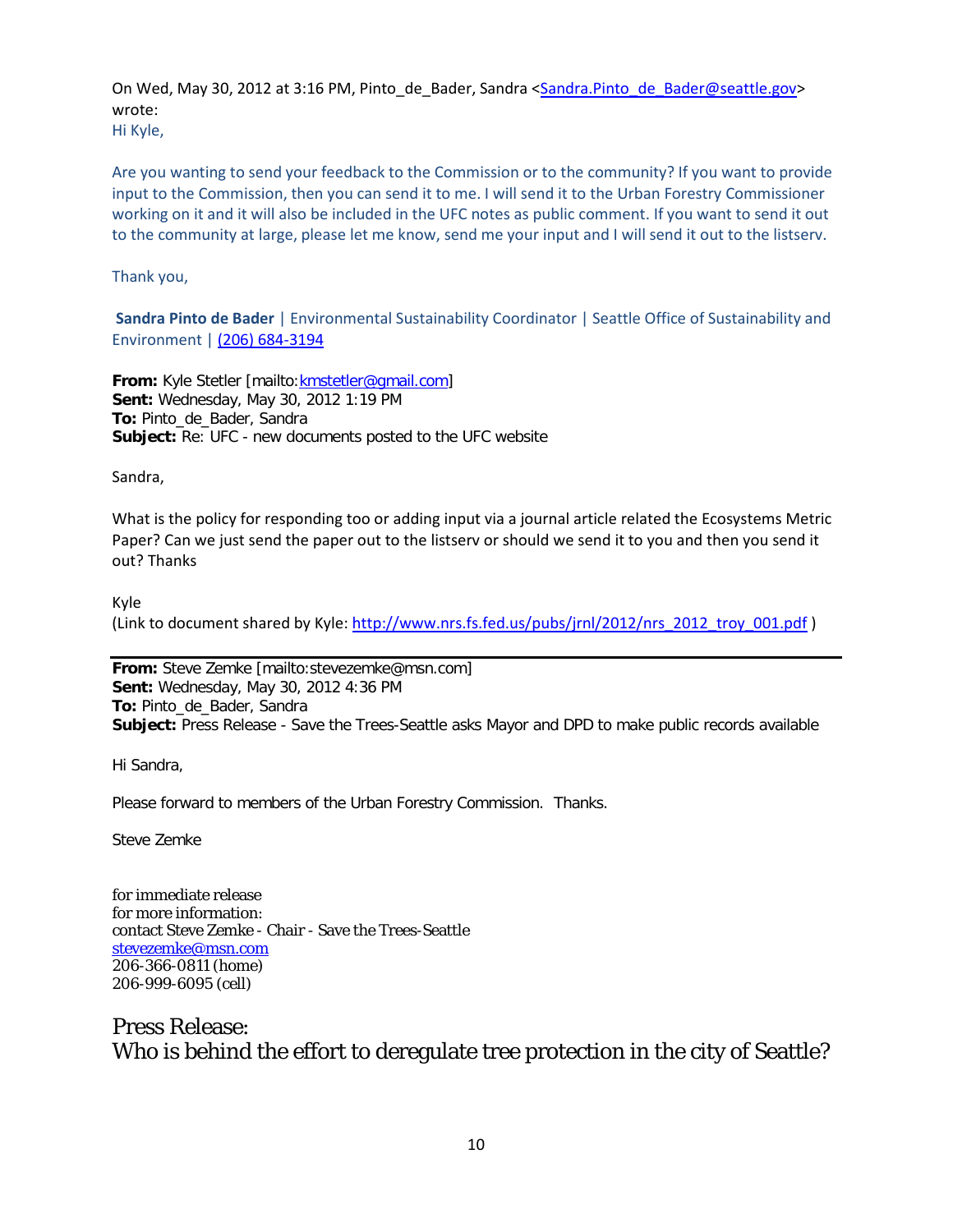On Wed, May 30, 2012 at 3:16 PM, Pinto_de_Bader, Sandra <Sandra.Pinto_de_Bader@seattle.gov> wrote:

Hi Kyle,

Are you wanting to send your feedback to the Commission or to the community? If you want to provide input to the Commission, then you can send it to me. I will send it to the Urban Forestry Commissioner working on it and it will also be included in the UFC notes as public comment. If you want to send it out to the community at large, please let me know, send me your input and I will send it out to the listserv.

Thank you,

**Sandra Pinto de Bader** | Environmental Sustainability Coordinator | Seattle Office of Sustainability and Environment | (206) 684-3194

**From:** Kyle Stetler [mailto:kmstetler@gmail.com]
**Sent:** Wednesday, May 30, 2012 1:19 PM
**To:** Pinto_de_Bader, Sandra
**Subject:** Re: UFC - new documents posted to the UFC website

Sandra,

What is the policy for responding too or adding input via a journal article related the Ecosystems Metric Paper? Can we just send the paper out to the listserv or should we send it to you and then you send it out? Thanks

Kyle
(Link to document shared by Kyle: http://www.nrs.fs.fed.us/pubs/jrnl/2012/nrs_2012_troy_001.pdf )

---

**From:** Steve Zemke [mailto:stevezemke@msn.com]
**Sent:** Wednesday, May 30, 2012 4:36 PM
**To:** Pinto_de_Bader, Sandra
**Subject:** Press Release - Save the Trees-Seattle asks Mayor and DPD to make public records available

Hi Sandra,

Please forward to members of the Urban Forestry Commission. Thanks.

Steve Zemke

for immediate release
for more information:
contact Steve Zemke - Chair - Save the Trees-Seattle
stevezemke@msn.com
206-366-0811 (home)
206-999-6095 (cell)

## Press Release:
## Who is behind the effort to deregulate tree protection in the city of Seattle?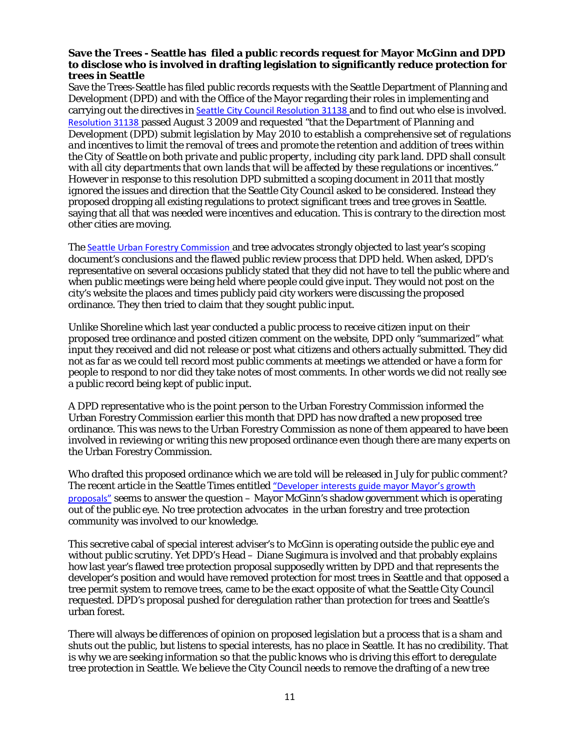**Save the Trees - Seattle has filed a public records request for Mayor McGinn and DPD to disclose who is involved in drafting legislation to significantly reduce protection for trees in Seattle**

Save the Trees-Seattle has filed public records requests with the Seattle Department of Planning and Development (DPD) and with the Office of the Mayor regarding their roles in implementing and carrying out the directives in Seattle City Council Resolution 31138 and to find out who else is involved. Resolution 31138 passed August 3 2009 and requested *"that the Department of Planning and Development (DPD) submit legislation by May 2010 to establish a comprehensive set of regulations and incentives to limit the removal of trees and promote the retention and addition of trees within the City of Seattle on both private and public property, including city park land. DPD shall consult with all city departments that own lands that will be affected by these regulations or incentives."* However in response to this resolution DPD submitted a scoping document in 2011 that mostly ignored the issues and direction that the Seattle City Council asked to be considered. Instead they proposed dropping all existing regulations to protect significant trees and tree groves in Seattle. saying that all that was needed were incentives and education. This is contrary to the direction most other cities are moving.

The Seattle Urban Forestry Commission and tree advocates strongly objected to last year's scoping document's conclusions and the flawed public review process that DPD held. When asked, DPD's representative on several occasions publicly stated that they did not have to tell the public where and when public meetings were being held where people could give input. They would not post on the city's website the places and times publicly paid city workers were discussing the proposed ordinance. They then tried to claim that they sought public input.

Unlike Shoreline which last year conducted a public process to receive citizen input on their proposed tree ordinance and posted citizen comment on the website, DPD only "summarized" what input they received and did not release or post what citizens and others actually submitted. They did not as far as we could tell record most public comments at meetings we attended or have a form for people to respond to nor did they take notes of most comments. In other words we did not really see a public record being kept of public input.

A DPD representative who is the point person to the Urban Forestry Commission informed the Urban Forestry Commission earlier this month that DPD has now drafted a new proposed tree ordinance. This was news to the Urban Forestry Commission as none of them appeared to have been involved in reviewing or writing this new proposed ordinance even though there are many experts on the Urban Forestry Commission.

Who drafted this proposed ordinance which we are told will be released in July for public comment? The recent article in the Seattle Times entitled "Developer interests guide mayor Mayor's growth proposals" seems to answer the question – Mayor McGinn's shadow government which is operating out of the public eye. No tree protection advocates in the urban forestry and tree protection community was involved to our knowledge.

This secretive cabal of special interest adviser's to McGinn is operating outside the public eye and without public scrutiny. Yet DPD's Head – Diane Sugimura is involved and that probably explains how last year's flawed tree protection proposal supposedly written by DPD and that represents the developer's position and would have removed protection for most trees in Seattle and that opposed a tree permit system to remove trees, came to be the exact opposite of what the Seattle City Council requested. DPD's proposal pushed for deregulation rather than protection for trees and Seattle's urban forest.

There will always be differences of opinion on proposed legislation but a process that is a sham and shuts out the public, but listens to special interests, has no place in Seattle. It has no credibility. That is why we are seeking information so that the public knows who is driving this effort to deregulate tree protection in Seattle. We believe the City Council needs to remove the drafting of a new tree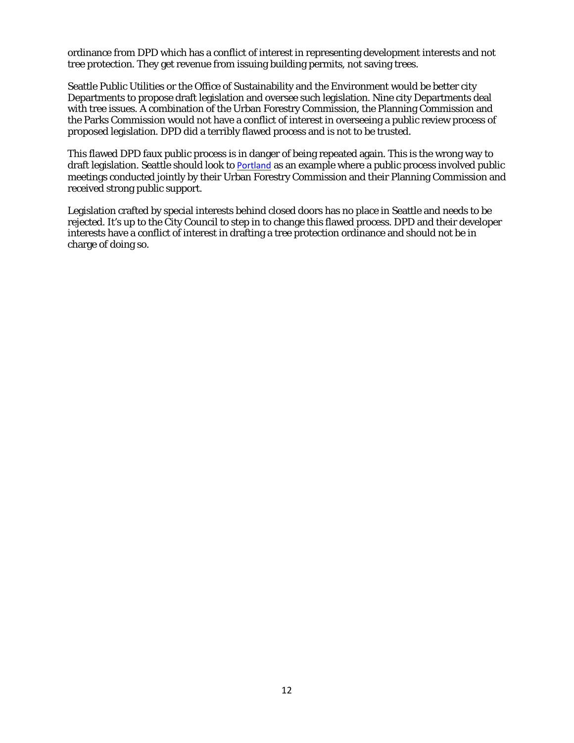ordinance from DPD which has a conflict of interest in representing development interests and not tree protection. They get revenue from issuing building permits, not saving trees.

Seattle Public Utilities or the Office of Sustainability and the Environment would be better city Departments to propose draft legislation and oversee such legislation. Nine city Departments deal with tree issues. A combination of the Urban Forestry Commission, the Planning Commission and the Parks Commission would not have a conflict of interest in overseeing a public review process of proposed legislation. DPD did a terribly flawed process and is not to be trusted.

This flawed DPD faux public process is in danger of being repeated again. This is the wrong way to draft legislation. Seattle should look to Portland as an example where a public process involved public meetings conducted jointly by their Urban Forestry Commission and their Planning Commission and received strong public support.

Legislation crafted by special interests behind closed doors has no place in Seattle and needs to be rejected. It's up to the City Council to step in to change this flawed process. DPD and their developer interests have a conflict of interest in drafting a tree protection ordinance and should not be in charge of doing so.